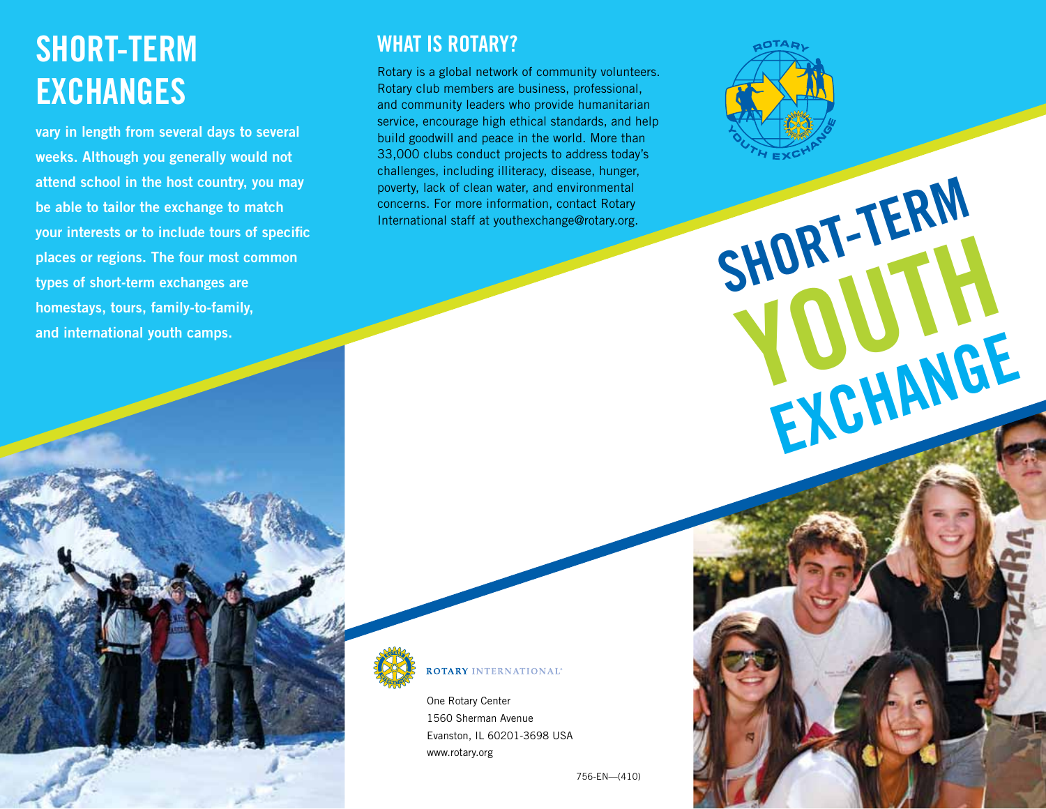## SHORT-TERM EXCHANGES

**vary in length from several days to several weeks. Although you generally would not attend school in the host country, you may be able to tailor the exchange to match your interests or to include tours of specific places or regions. The four most common types of short-term exchanges are homestays, tours, family-to-family, and international youth camps.**

## WHAT IS ROTARY?

Rotary is a global network of community volunteers. Rotary club members are business, professional, and community leaders who provide humanitarian service, encourage high ethical standards, and help build goodwill and peace in the world. More than 33,000 clubs conduct projects to address today's challenges, including illiteracy, disease, hunger, poverty, lack of clean water, and environmental concerns. For more information, contact Rotary International staff at youthexchange@rotary.org.

ROTARY INTERNATIONAL

One Rotary Center
1560 Sherman Avenue
Evanston, IL 60201-3698 USA
www.rotary.org

756-EN—(410)

ROTARY YOUTH EXCHANGE

# SHORT-TERM YOUTH EXCHANGE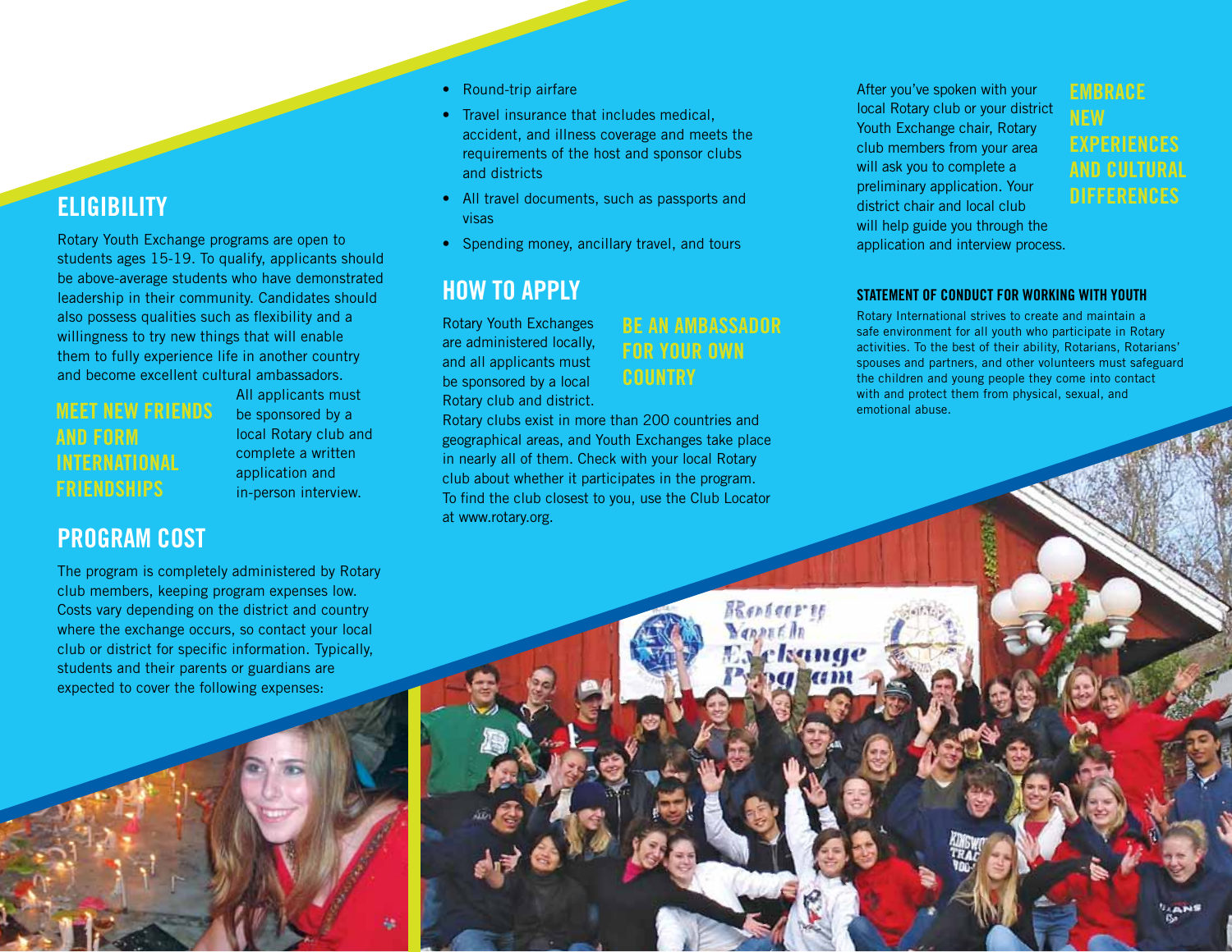## ELIGIBILITY

Rotary Youth Exchange programs are open to students ages 15-19. To qualify, applicants should be above-average students who have demonstrated leadership in their community. Candidates should also possess qualities such as flexibility and a willingness to try new things that will enable them to fully experience life in another country and become excellent cultural ambassadors.

**MEET NEW FRIENDS AND FORM INTERNATIONAL FRIENDSHIPS**

All applicants must be sponsored by a local Rotary club and complete a written application and in-person interview.

## PROGRAM COST

The program is completely administered by Rotary club members, keeping program expenses low. Costs vary depending on the district and country where the exchange occurs, so contact your local club or district for specific information. Typically, students and their parents or guardians are expected to cover the following expenses:

- Round-trip airfare
- Travel insurance that includes medical, accident, and illness coverage and meets the requirements of the host and sponsor clubs and districts
- All travel documents, such as passports and visas
- Spending money, ancillary travel, and tours

## HOW TO APPLY

Rotary Youth Exchanges are administered locally, and all applicants must be sponsored by a local Rotary club and district.

**BE AN AMBASSADOR FOR YOUR OWN COUNTRY**

Rotary clubs exist in more than 200 countries and geographical areas, and Youth Exchanges take place in nearly all of them. Check with your local Rotary club about whether it participates in the program. To find the club closest to you, use the Club Locator at www.rotary.org.

After you've spoken with your local Rotary club or your district Youth Exchange chair, Rotary club members from your area will ask you to complete a preliminary application. Your district chair and local club will help guide you through the application and interview process.

**EMBRACE NEW EXPERIENCES AND CULTURAL DIFFERENCES**

### STATEMENT OF CONDUCT FOR WORKING WITH YOUTH

Rotary International strives to create and maintain a safe environment for all youth who participate in Rotary activities. To the best of their ability, Rotarians, Rotarians' spouses and partners, and other volunteers must safeguard the children and young people they come into contact with and protect them from physical, sexual, and emotional abuse.